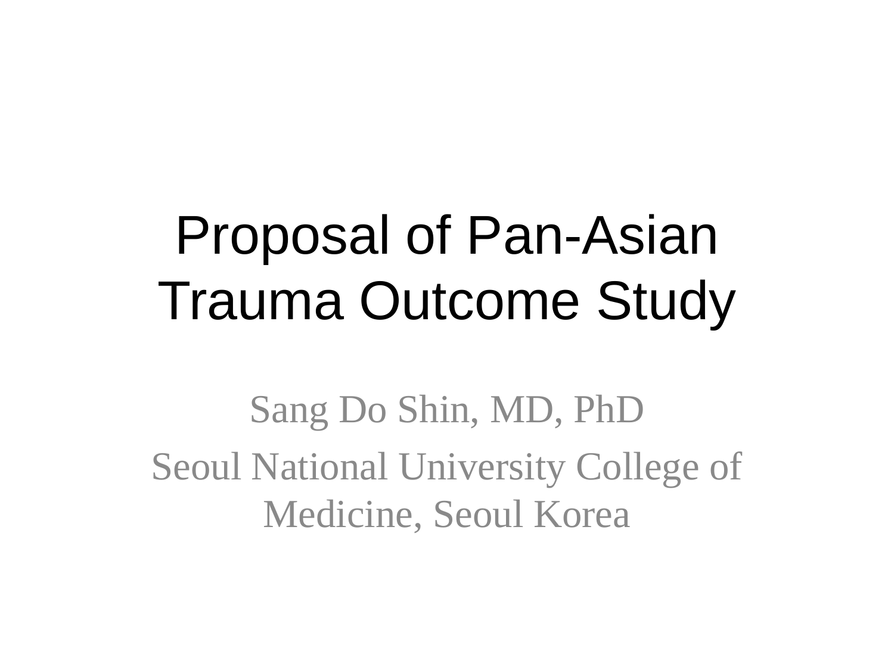# Proposal of Pan-Asian Trauma Outcome Study

Sang Do Shin, MD, PhD

Seoul National University College of Medicine, Seoul Korea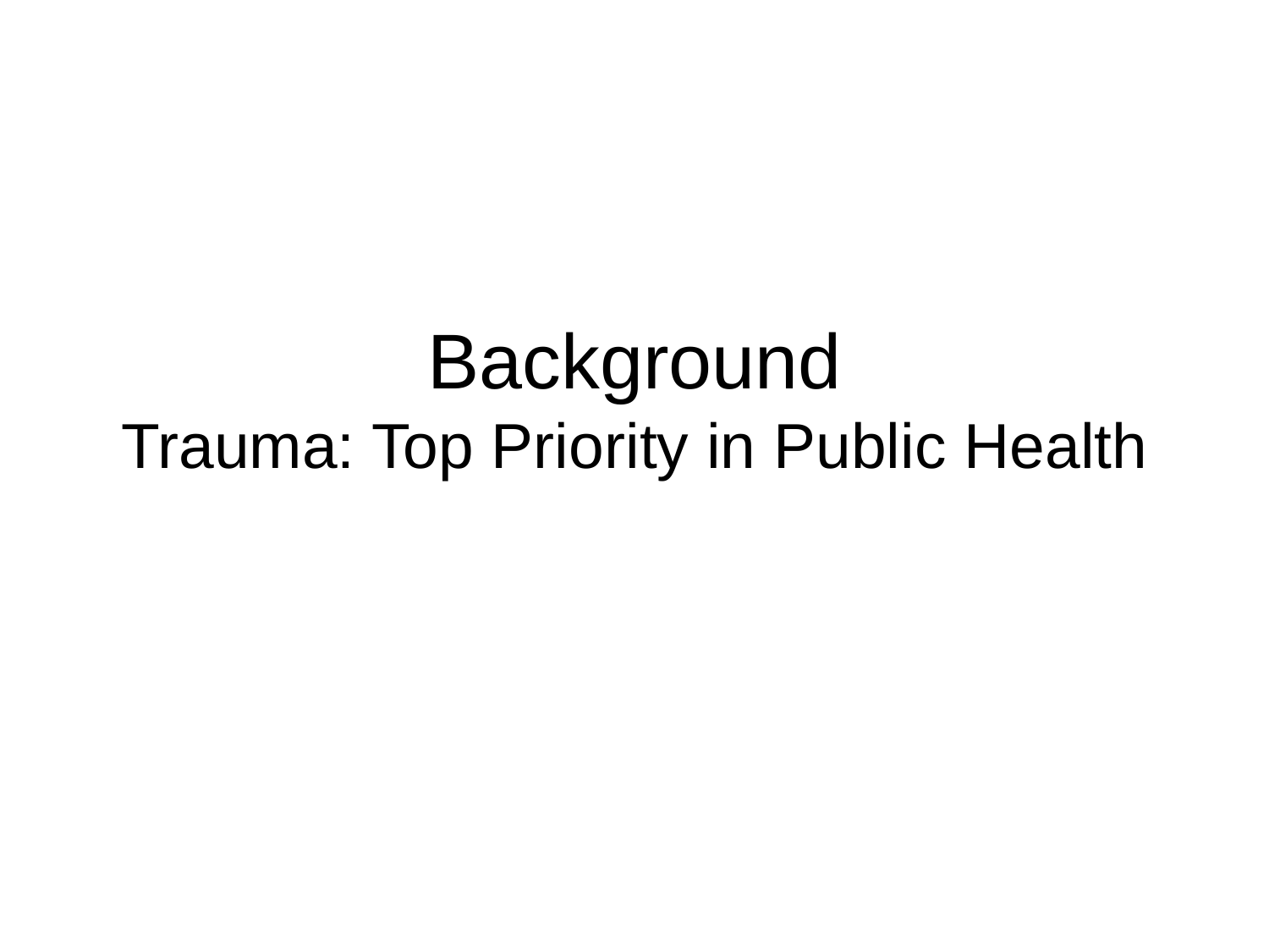# Background

## Trauma: Top Priority in Public Health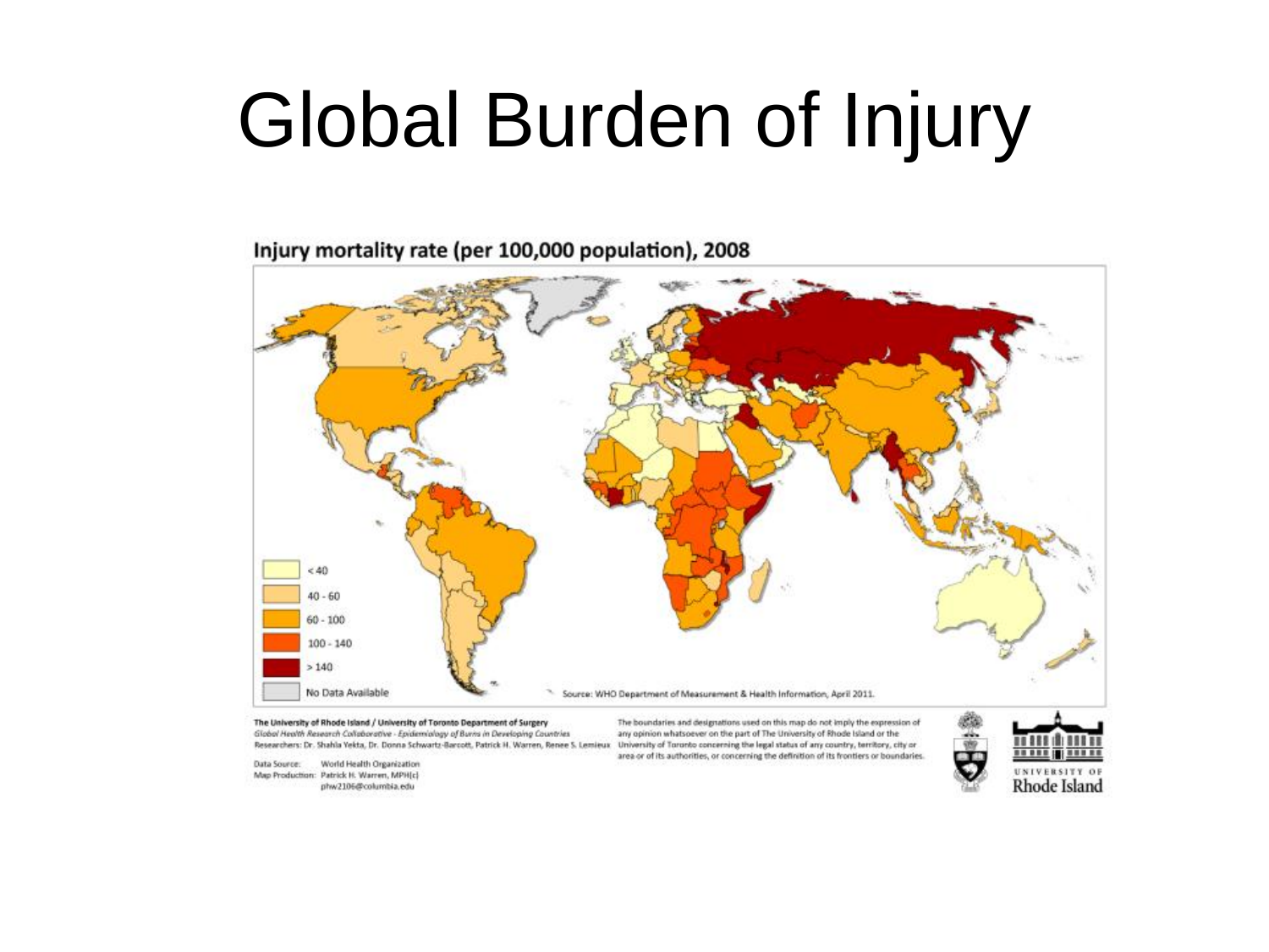# Global Burden of Injury

**Injury mortality rate (per 100,000 population), 2008**

- < 40
- 40 - 60
- 60 - 100
- 100 - 140
- > 140
- No Data Available

Source: WHO Department of Measurement & Health Information, April 2011.

**The University of Rhode Island / University of Toronto Department of Surgery**
*Global Health Research Collaborative - Epidemiology of Burns in Developing Countries*
Researchers: Dr. Shahla Yekta, Dr. Donna Schwartz-Barcott, Patrick H. Warren, Renee S. Lemieux

Data Source: World Health Organization
Map Production: Patrick H. Warren, MPH(c)
phw2106@columbia.edu

The boundaries and designations used on this map do not imply the expression of any opinion whatsoever on the part of The University of Rhode Island or the University of Toronto concerning the legal status of any country, territory, city or area or of its authorities, or concerning the definition of its frontiers or boundaries.

University of Rhode Island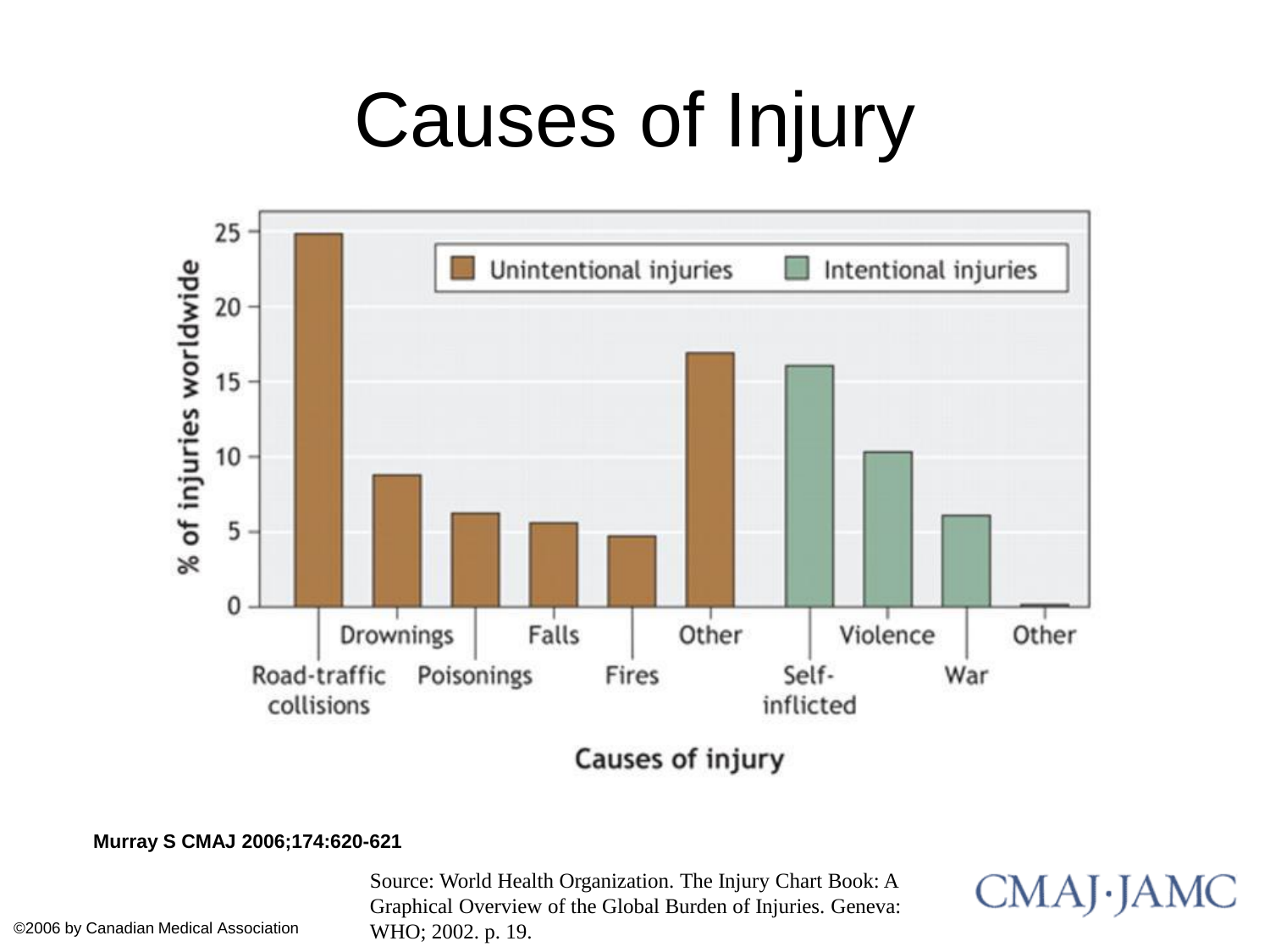# Causes of Injury

**Murray S CMAJ 2006;174:620-621**

Source: World Health Organization. The Injury Chart Book: A Graphical Overview of the Global Burden of Injuries. Geneva: WHO; 2002. p. 19.

©2006 by Canadian Medical Association

CMAJ·JAMC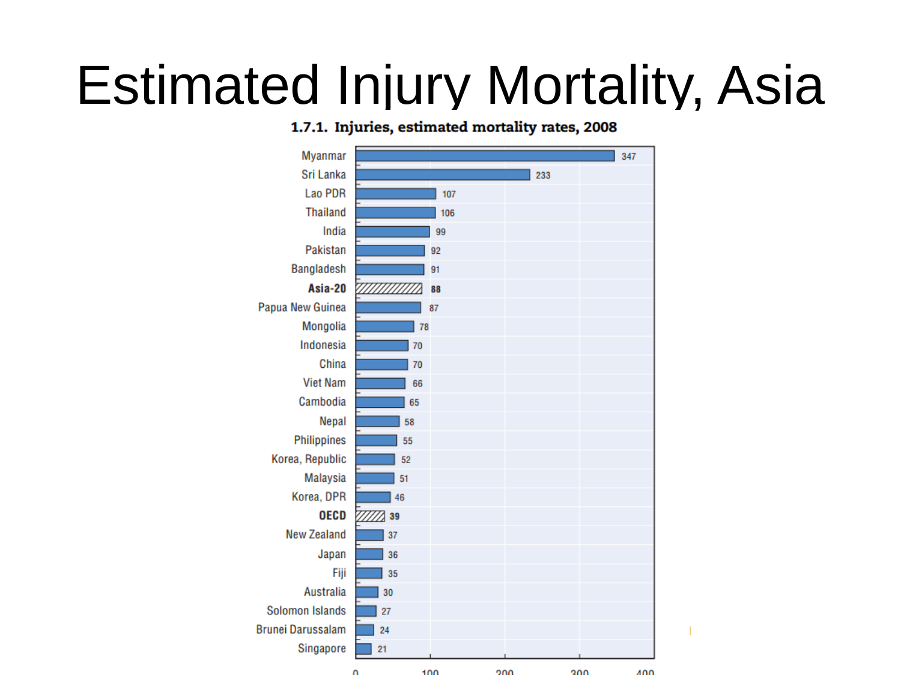# Estimated Injury Mortality, Asia

**1.7.1. Injuries, estimated mortality rates, 2008**

| Country | Rate |
|---|---|
| Myanmar | 347 |
| Sri Lanka | 233 |
| Lao PDR | 107 |
| Thailand | 106 |
| India | 99 |
| Pakistan | 92 |
| Bangladesh | 91 |
| **Asia-20** | **88** |
| Papua New Guinea | 87 |
| Mongolia | 78 |
| Indonesia | 70 |
| China | 70 |
| Viet Nam | 66 |
| Cambodia | 65 |
| Nepal | 58 |
| Philippines | 55 |
| Korea, Republic | 52 |
| Malaysia | 51 |
| Korea, DPR | 46 |
| **OECD** | **39** |
| New Zealand | 37 |
| Japan | 36 |
| Fiji | 35 |
| Australia | 30 |
| Solomon Islands | 27 |
| Brunei Darussalam | 24 |
| Singapore | 21 |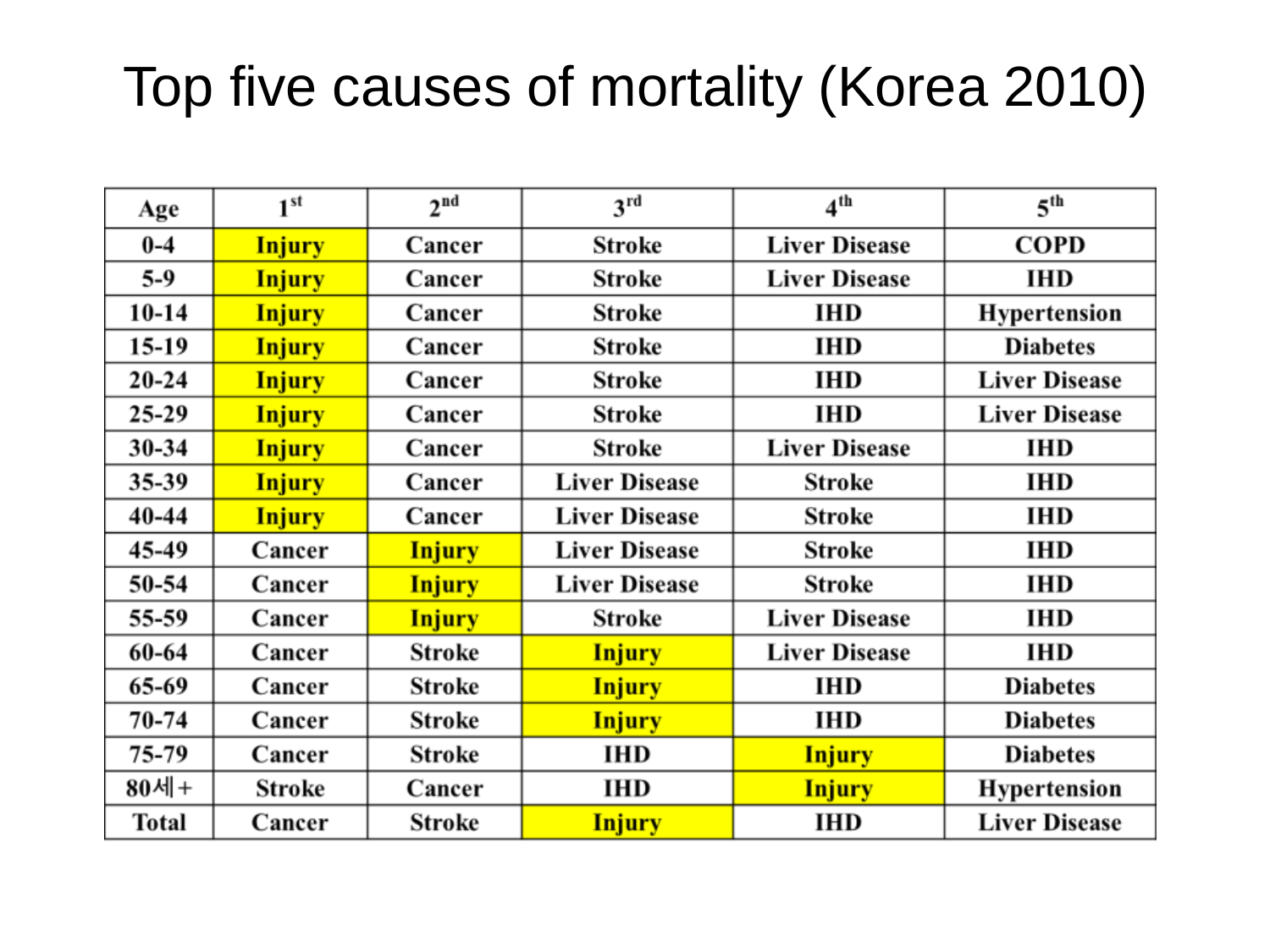# Top five causes of mortality (Korea 2010)

| Age | 1st | 2nd | 3rd | 4th | 5th |
|---|---|---|---|---|---|
| 0-4 | Injury | Cancer | Stroke | Liver Disease | COPD |
| 5-9 | Injury | Cancer | Stroke | Liver Disease | IHD |
| 10-14 | Injury | Cancer | Stroke | IHD | Hypertension |
| 15-19 | Injury | Cancer | Stroke | IHD | Diabetes |
| 20-24 | Injury | Cancer | Stroke | IHD | Liver Disease |
| 25-29 | Injury | Cancer | Stroke | IHD | Liver Disease |
| 30-34 | Injury | Cancer | Stroke | Liver Disease | IHD |
| 35-39 | Injury | Cancer | Liver Disease | Stroke | IHD |
| 40-44 | Injury | Cancer | Liver Disease | Stroke | IHD |
| 45-49 | Cancer | Injury | Liver Disease | Stroke | IHD |
| 50-54 | Cancer | Injury | Liver Disease | Stroke | IHD |
| 55-59 | Cancer | Injury | Stroke | Liver Disease | IHD |
| 60-64 | Cancer | Stroke | Injury | Liver Disease | IHD |
| 65-69 | Cancer | Stroke | Injury | IHD | Diabetes |
| 70-74 | Cancer | Stroke | Injury | IHD | Diabetes |
| 75-79 | Cancer | Stroke | IHD | Injury | Diabetes |
| 80세+ | Stroke | Cancer | IHD | Injury | Hypertension |
| Total | Cancer | Stroke | Injury | IHD | Liver Disease |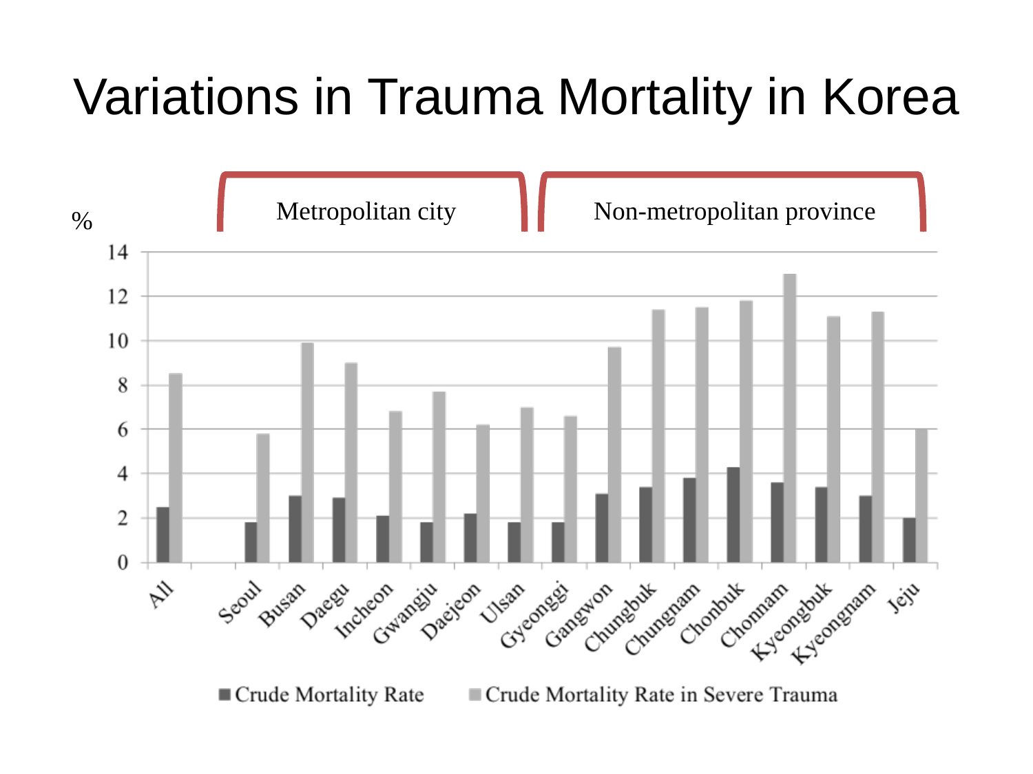# Variations in Trauma Mortality in Korea

Metropolitan city | Non-metropolitan province

%

| Region | Crude Mortality Rate | Crude Mortality Rate in Severe Trauma |
|---|---|---|
| All | 2.5 | 8.5 |
| Seoul | 1.8 | 5.8 |
| Busan | 3.0 | 9.9 |
| Daegu | 2.9 | 9.0 |
| Incheon | 2.1 | 6.8 |
| Gwangju | 1.8 | 7.7 |
| Daejeon | 2.2 | 6.2 |
| Ulsan | 1.8 | 7.0 |
| Gyeonggi | 1.8 | 6.6 |
| Gangwon | 3.1 | 9.7 |
| Chungbuk | 3.4 | 11.4 |
| Chungnam | 3.8 | 11.5 |
| Chonbuk | 4.3 | 11.8 |
| Chonnam | 3.6 | 13.0 |
| Kyeongbuk | 3.4 | 11.1 |
| Kyeongnam | 3.0 | 11.3 |
| Jeju | 2.0 | 6.0 |

■ Crude Mortality Rate ■ Crude Mortality Rate in Severe Trauma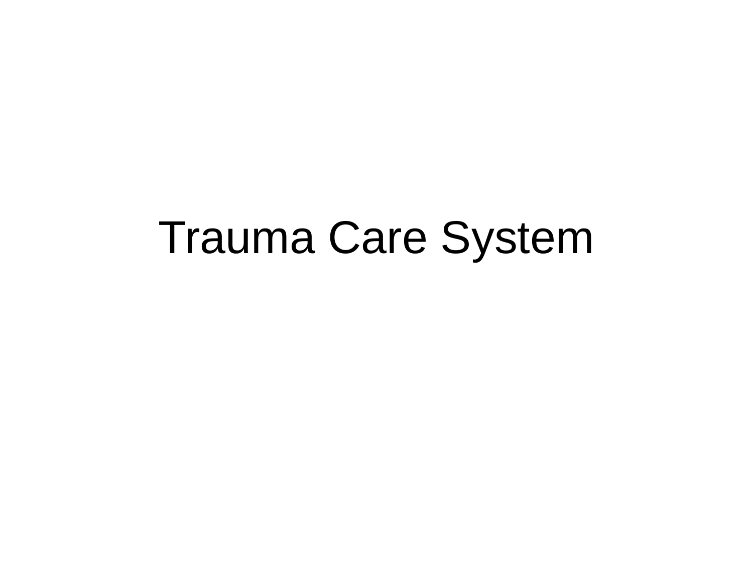# Trauma Care System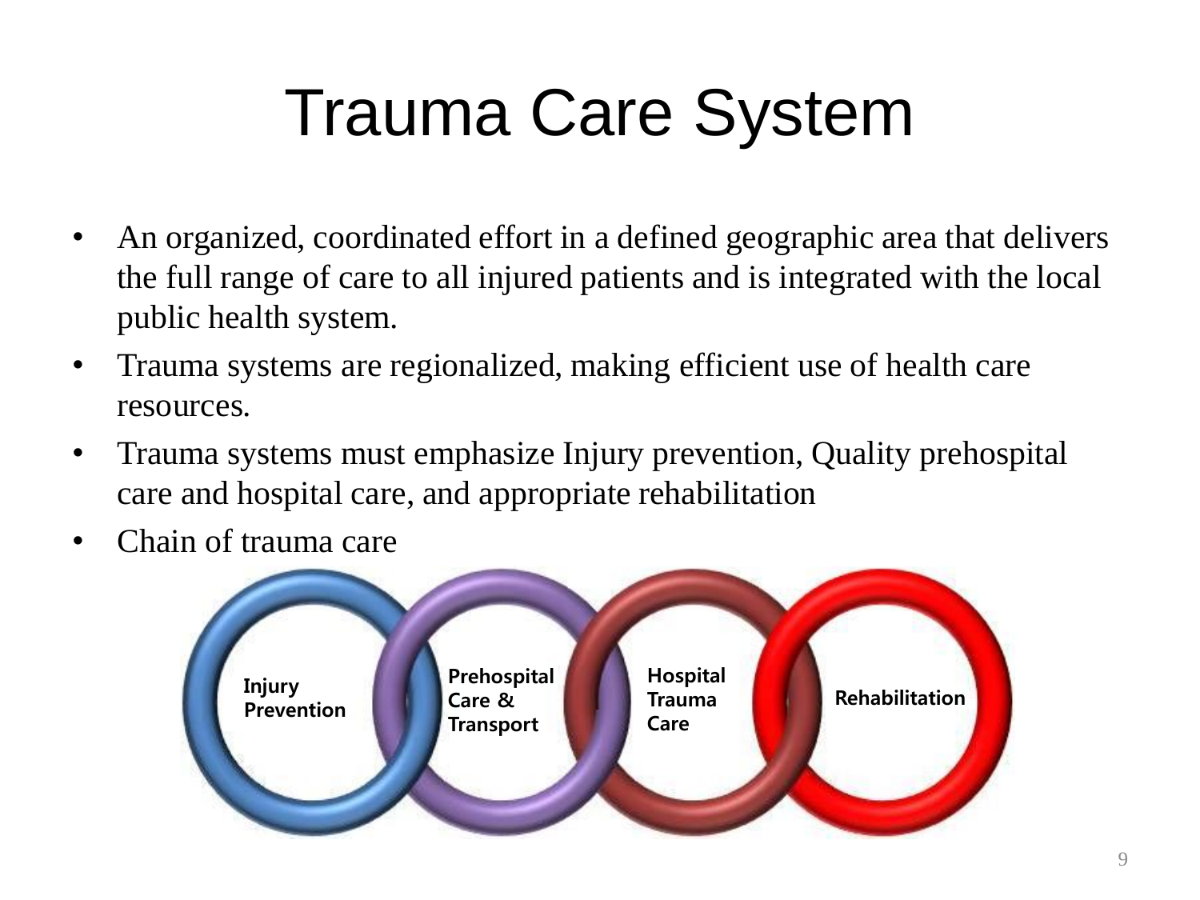# Trauma Care System

- An organized, coordinated effort in a defined geographic area that delivers the full range of care to all injured patients and is integrated with the local public health system.
- Trauma systems are regionalized, making efficient use of health care resources.
- Trauma systems must emphasize Injury prevention, Quality prehospital care and hospital care, and appropriate rehabilitation
- Chain of trauma care

Injury Prevention → Prehospital Care & Transport → Hospital Trauma Care → Rehabilitation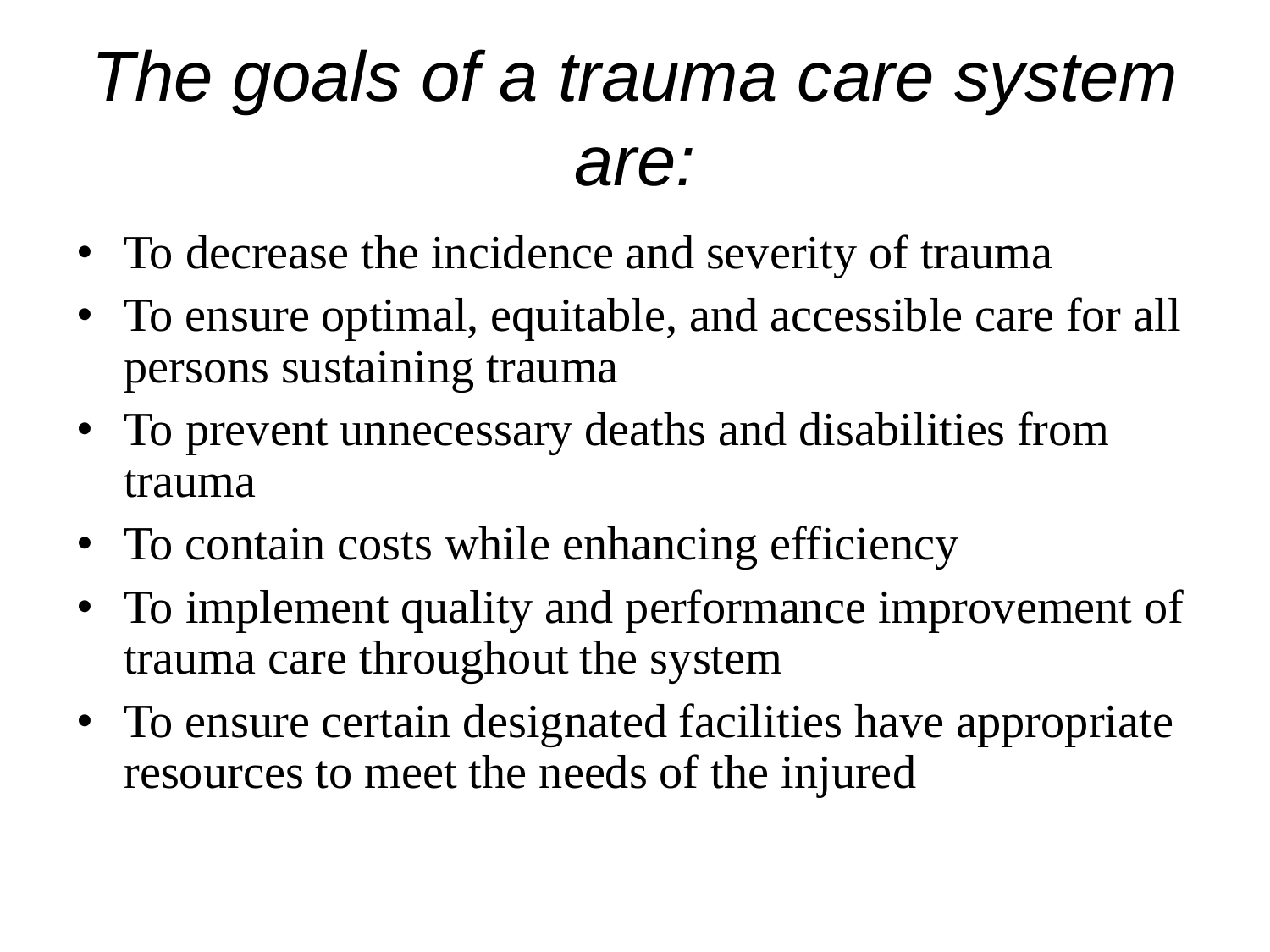# *The goals of a trauma care system are:*

- To decrease the incidence and severity of trauma
- To ensure optimal, equitable, and accessible care for all persons sustaining trauma
- To prevent unnecessary deaths and disabilities from trauma
- To contain costs while enhancing efficiency
- To implement quality and performance improvement of trauma care throughout the system
- To ensure certain designated facilities have appropriate resources to meet the needs of the injured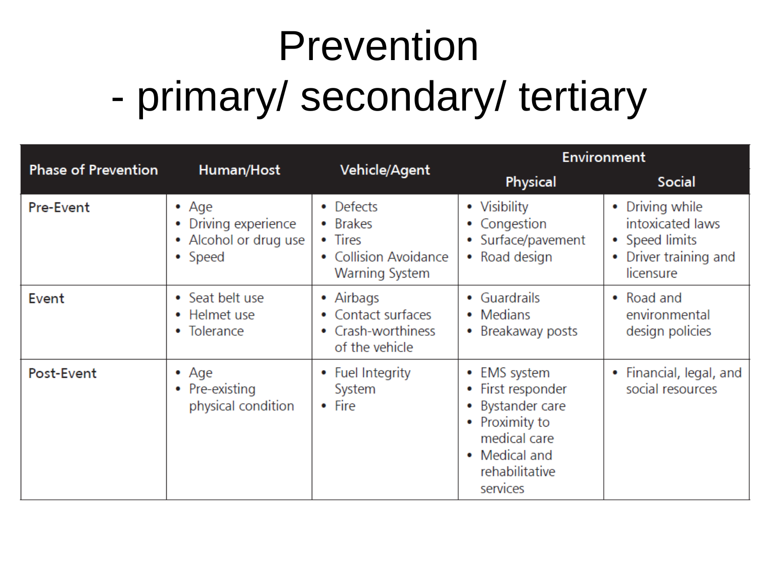# Prevention
## - primary/ secondary/ tertiary

| Phase of Prevention | Human/Host | Vehicle/Agent | Environment | |
|---|---|---|---|---|
| | | | Physical | Social |
| Pre-Event | • Age<br>• Driving experience<br>• Alcohol or drug use<br>• Speed | • Defects<br>• Brakes<br>• Tires<br>• Collision Avoidance Warning System | • Visibility<br>• Congestion<br>• Surface/pavement<br>• Road design | • Driving while intoxicated laws<br>• Speed limits<br>• Driver training and licensure |
| Event | • Seat belt use<br>• Helmet use<br>• Tolerance | • Airbags<br>• Contact surfaces<br>• Crash-worthiness of the vehicle | • Guardrails<br>• Medians<br>• Breakaway posts | • Road and environmental design policies |
| Post-Event | • Age<br>• Pre-existing physical condition | • Fuel Integrity System<br>• Fire | • EMS system<br>• First responder<br>• Bystander care<br>• Proximity to medical care<br>• Medical and rehabilitative services | • Financial, legal, and social resources |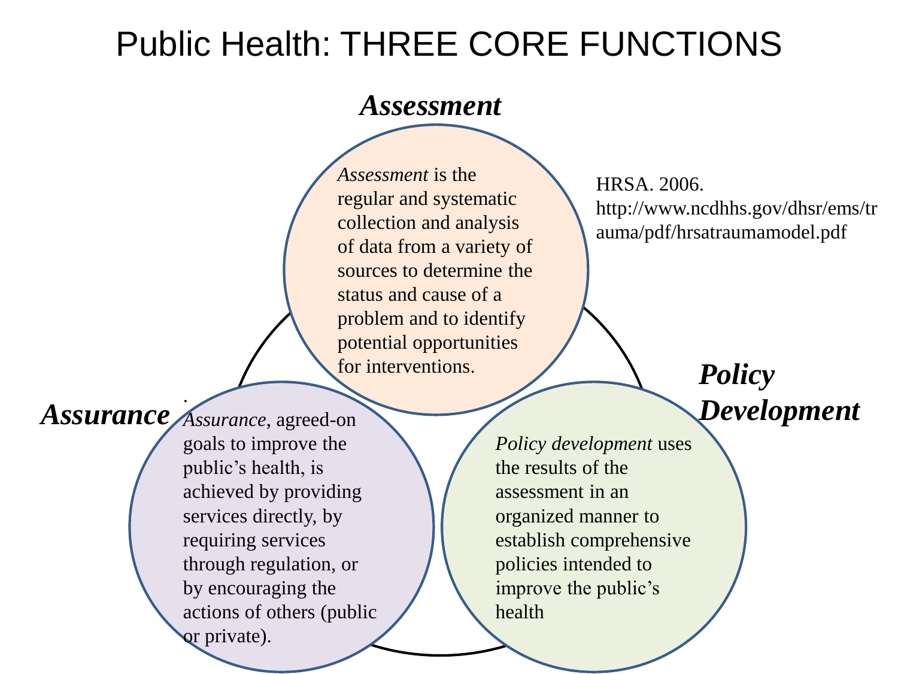# Public Health: THREE CORE FUNCTIONS

***Assessment***

*Assessment* is the regular and systematic collection and analysis of data from a variety of sources to determine the status and cause of a problem and to identify potential opportunities for interventions.

HRSA. 2006. http://www.ncdhhs.gov/dhsr/ems/trauma/pdf/hrsatraumamodel.pdf

***Policy Development***

*Policy development* uses the results of the assessment in an organized manner to establish comprehensive policies intended to improve the public's health

***Assurance***

*Assurance*, agreed-on goals to improve the public's health, is achieved by providing services directly, by requiring services through regulation, or by encouraging the actions of others (public or private).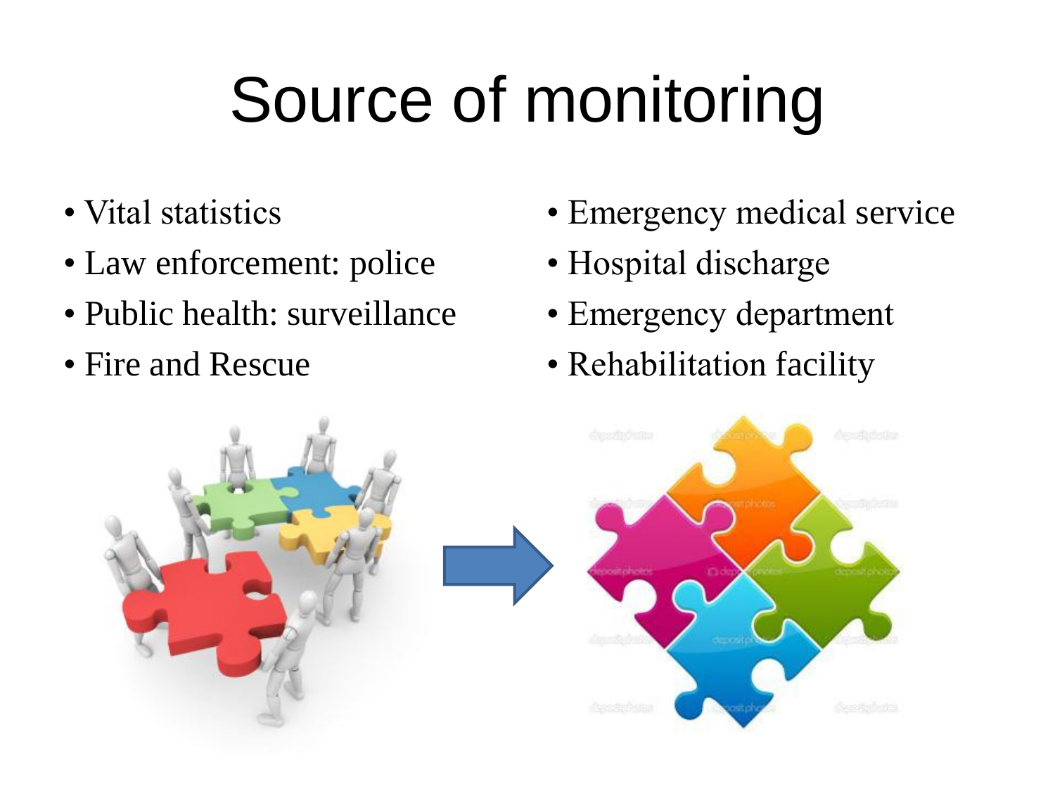# Source of monitoring

- Vital statistics
- Law enforcement: police
- Public health: surveillance
- Fire and Rescue
- Emergency medical service
- Hospital discharge
- Emergency department
- Rehabilitation facility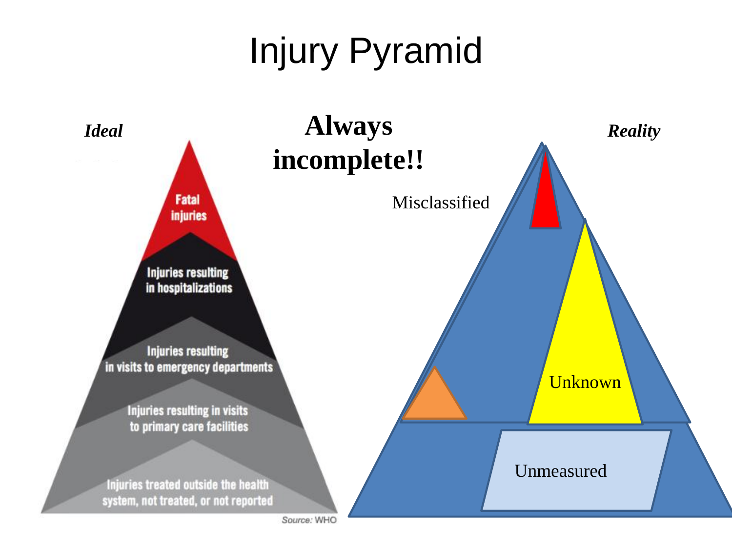# Injury Pyramid

*Ideal*

- Fatal injuries
- Injuries resulting in hospitalizations
- Injuries resulting in visits to emergency departments
- Injuries resulting in visits to primary care facilities
- Injuries treated outside the health system, not treated, or not reported

Source: WHO

**Always incomplete!!**

*Reality*

- Misclassified
- Unknown
- Unmeasured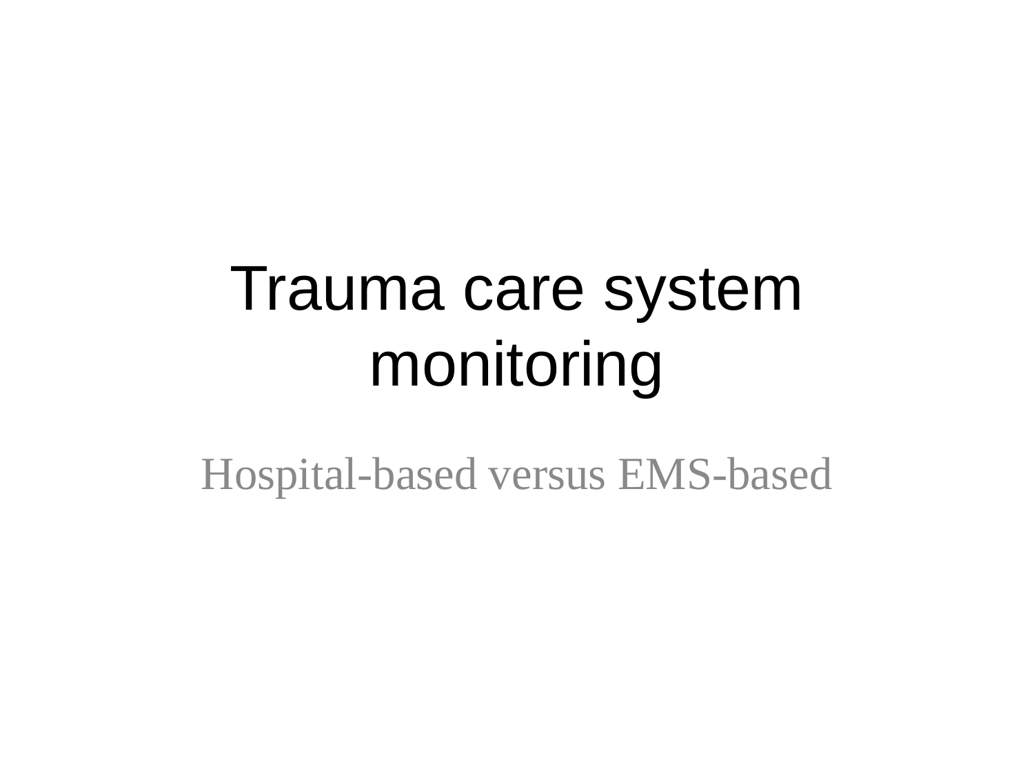# Trauma care system monitoring

Hospital-based versus EMS-based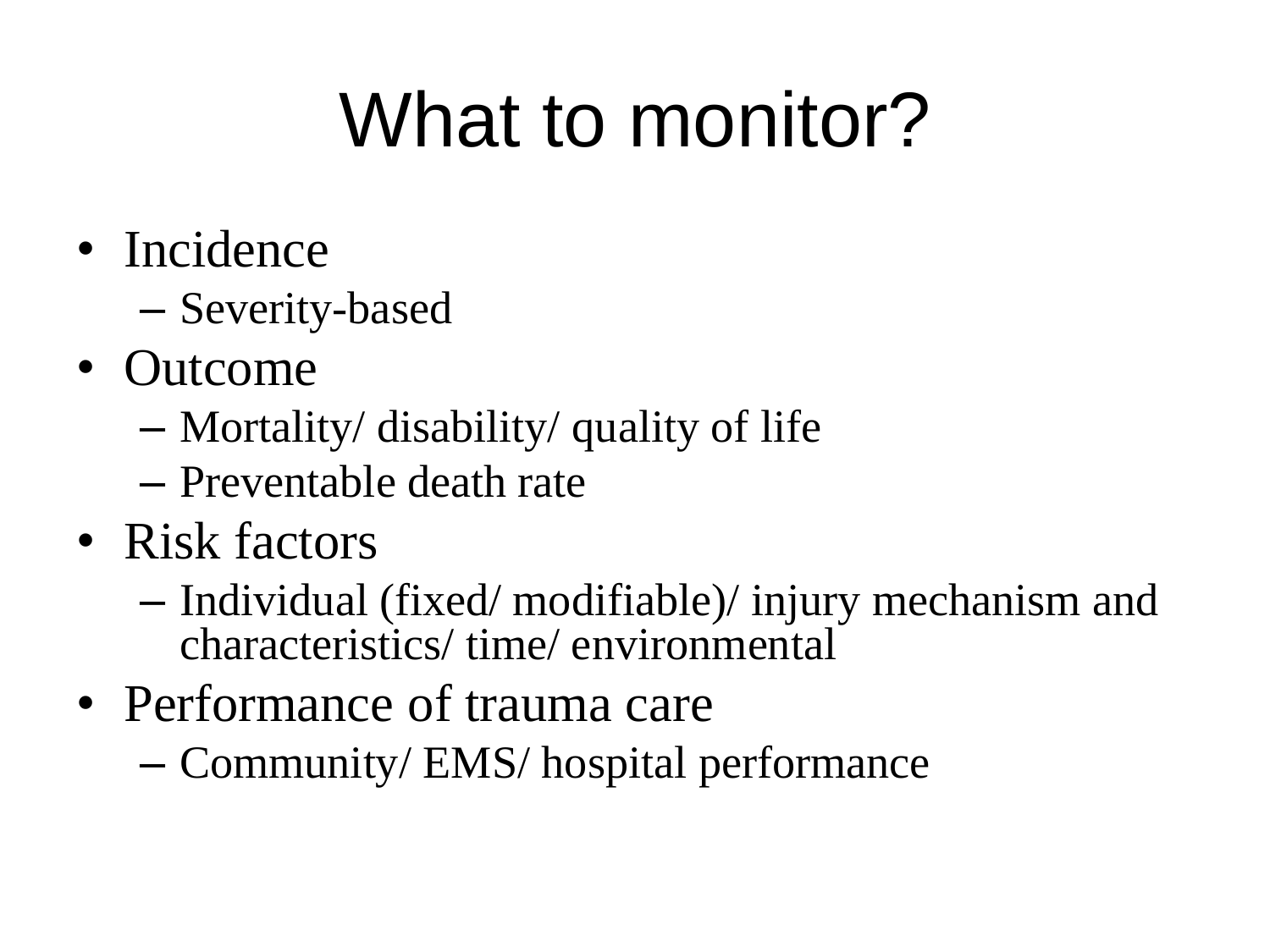# What to monitor?

- Incidence
  - Severity-based
- Outcome
  - Mortality/ disability/ quality of life
  - Preventable death rate
- Risk factors
  - Individual (fixed/ modifiable)/ injury mechanism and characteristics/ time/ environmental
- Performance of trauma care
  - Community/ EMS/ hospital performance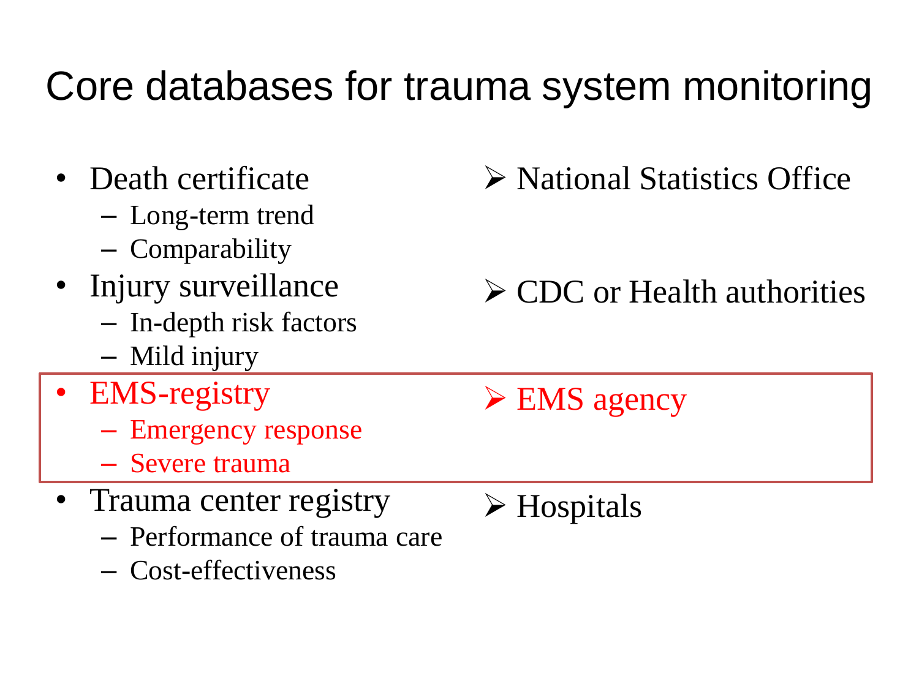# Core databases for trauma system monitoring

- Death certificate
  - Long-term trend
  - Comparability
- Injury surveillance
  - In-depth risk factors
  - Mild injury
- EMS-registry
  - Emergency response
  - Severe trauma
- Trauma center registry
  - Performance of trauma care
  - Cost-effectiveness

- ➢ National Statistics Office
- ➢ CDC or Health authorities
- ➢ EMS agency
- ➢ Hospitals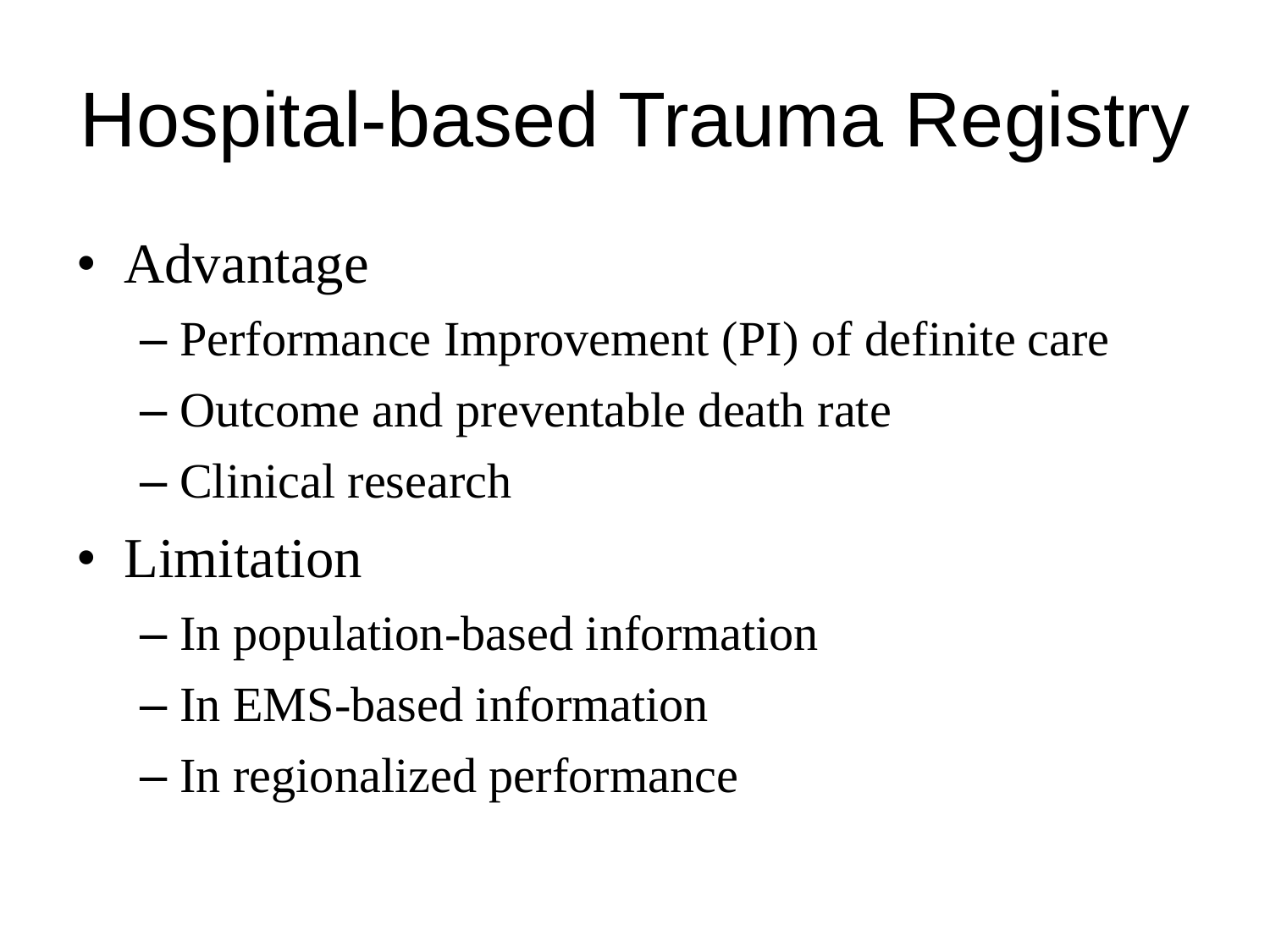# Hospital-based Trauma Registry

- Advantage
  - Performance Improvement (PI) of definite care
  - Outcome and preventable death rate
  - Clinical research
- Limitation
  - In population-based information
  - In EMS-based information
  - In regionalized performance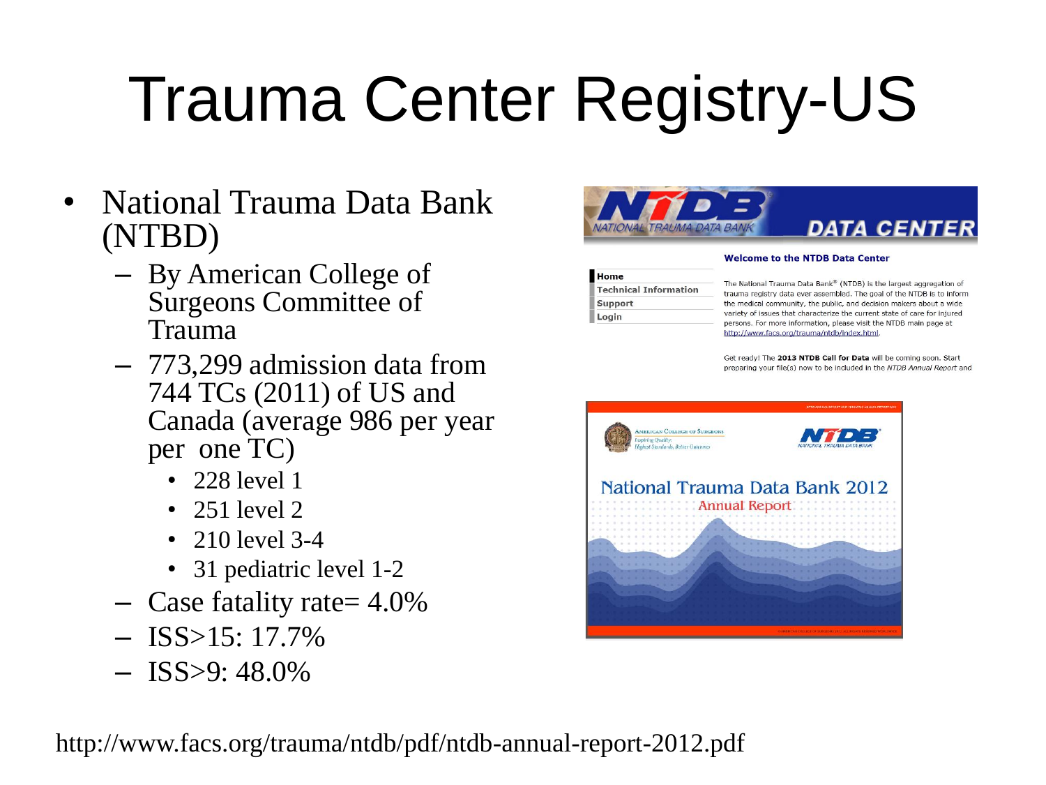# Trauma Center Registry-US

- National Trauma Data Bank (NTBD)
  - By American College of Surgeons Committee of Trauma
  - 773,299 admission data from 744 TCs (2011) of US and Canada (average 986 per year per one TC)
    - 228 level 1
    - 251 level 2
    - 210 level 3-4
    - 31 pediatric level 1-2
  - Case fatality rate= 4.0%
  - ISS>15: 17.7%
  - ISS>9: 48.0%

http://www.facs.org/trauma/ntdb/pdf/ntdb-annual-report-2012.pdf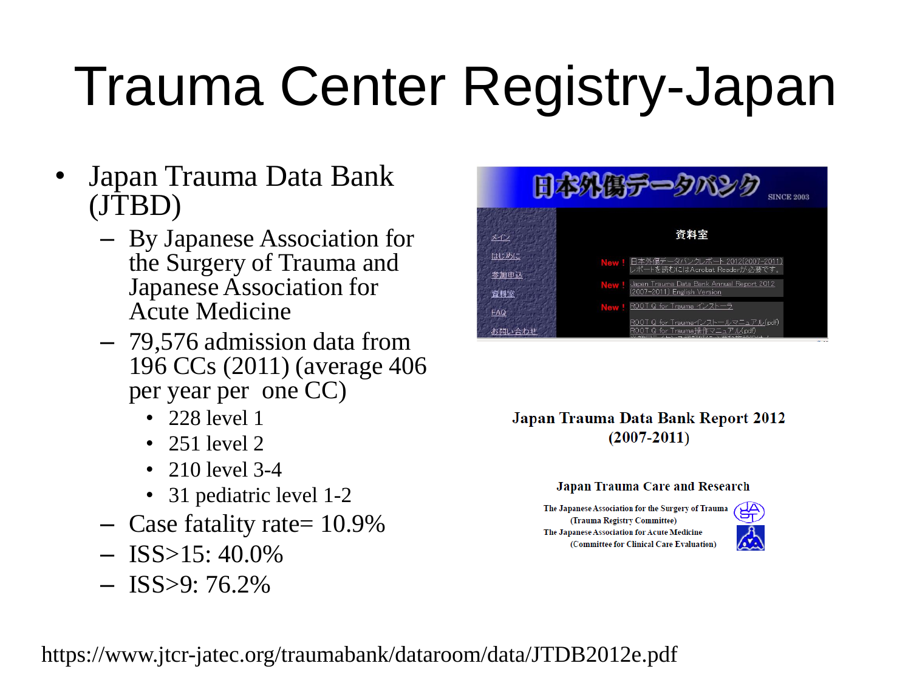# Trauma Center Registry-Japan

- Japan Trauma Data Bank (JTBD)
  - By Japanese Association for the Surgery of Trauma and Japanese Association for Acute Medicine
  - 79,576 admission data from 196 CCs (2011) (average 406 per year per one CC)
    - 228 level 1
    - 251 level 2
    - 210 level 3-4
    - 31 pediatric level 1-2
  - Case fatality rate= 10.9%
  - ISS>15: 40.0%
  - ISS>9: 76.2%

日本外傷データバンク SINCE 2003

メイン
はじめに
参加申込
資料室
FAQ
お問い合わせ

資料室

New ! 日本外傷データバンクレポート 2012(2007-2011) レポートを読むにはAcrobat Readerが必要です。

New ! Japan Trauma Data Bank Annual Report 2012 (2007-2011) English Version

New ! ROOT Q for Trauma インストーラ

ROOT Q for Traumaインストールマニュアル(pdf)
ROOT Q for Trauma操作マニュアル(pdf)

**Japan Trauma Data Bank Report 2012 (2007-2011)**

**Japan Trauma Care and Research**

The Japanese Association for the Surgery of Trauma (Trauma Registry Committee)
The Japanese Association for Acute Medicine (Committee for Clinical Care Evaluation)

https://www.jtcr-jatec.org/traumabank/dataroom/data/JTDB2012e.pdf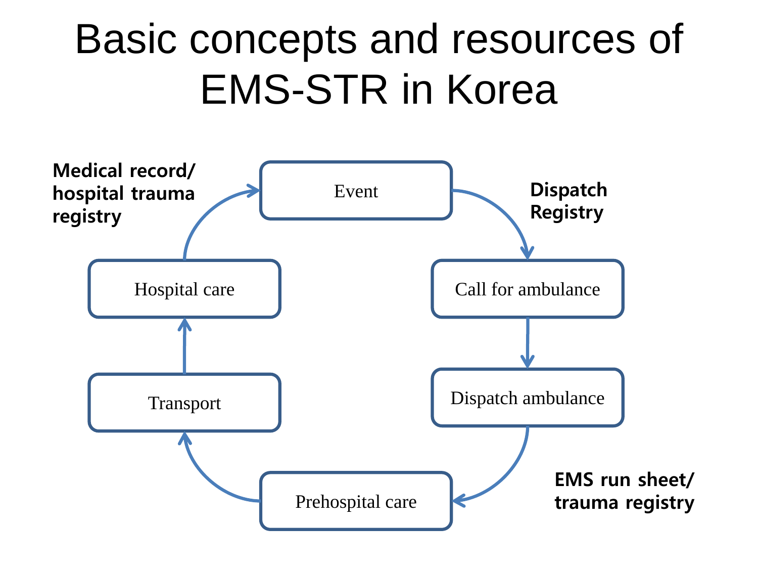# Basic concepts and resources of EMS-STR in Korea

**Medical record/ hospital trauma registry**

Event

**Dispatch Registry**

Call for ambulance

Dispatch ambulance

**EMS run sheet/ trauma registry**

Prehospital care

Transport

Hospital care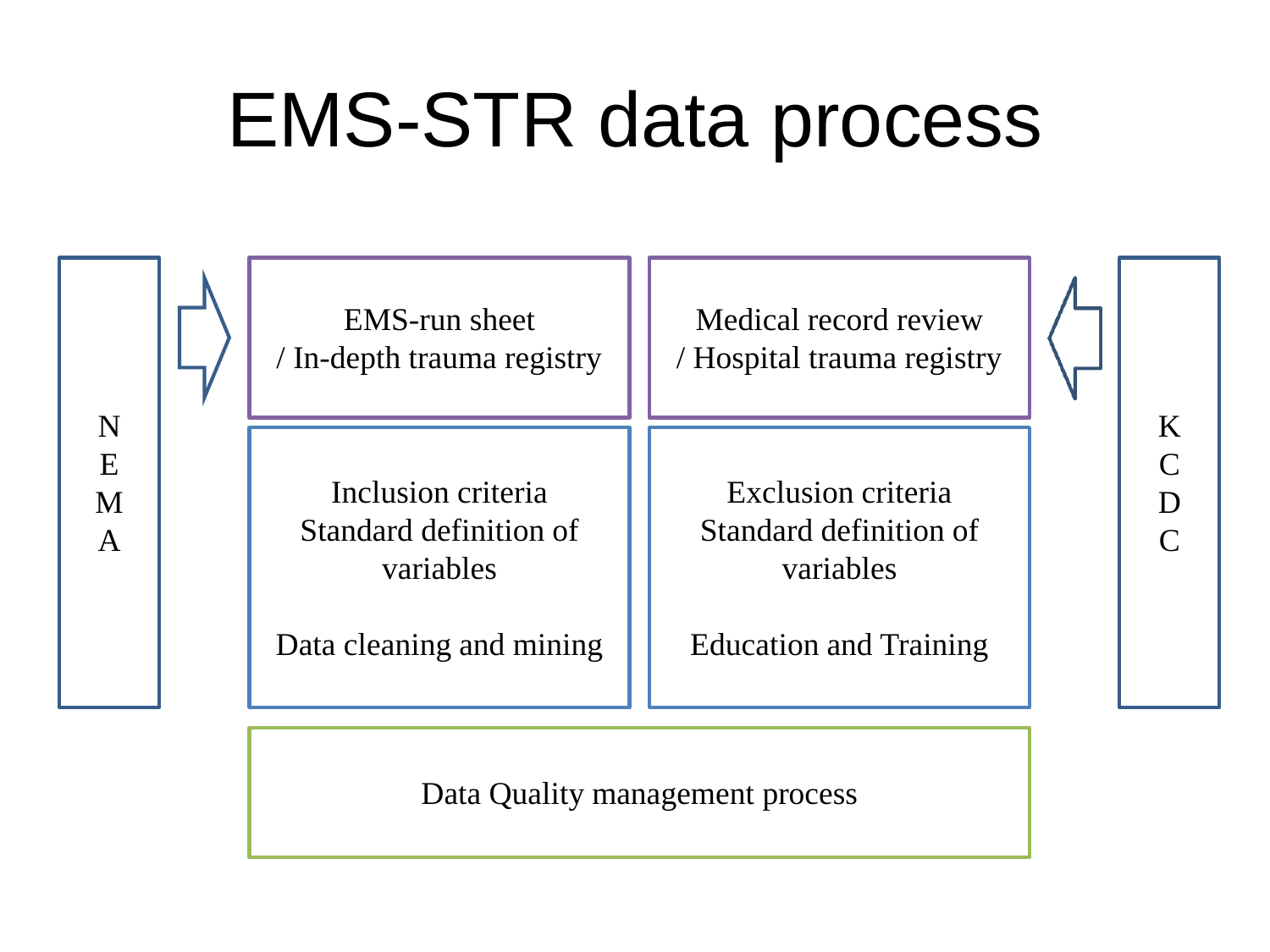# EMS-STR data process

NEMA

EMS-run sheet
/ In-depth trauma registry

Medical record review
/ Hospital trauma registry

KCDC

Inclusion criteria
Standard definition of variables

Data cleaning and mining

Exclusion criteria
Standard definition of variables

Education and Training

Data Quality management process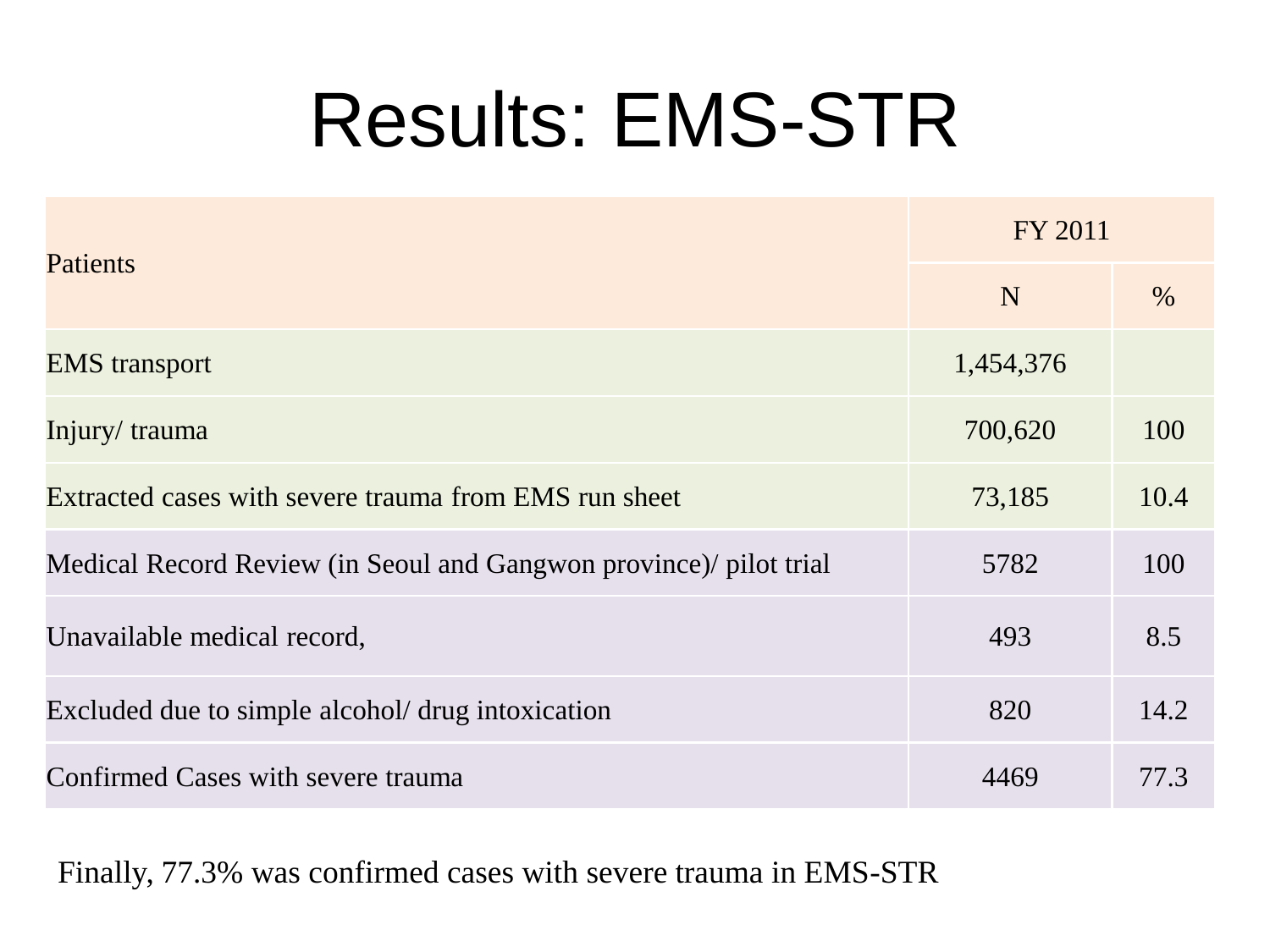# Results: EMS-STR

| Patients | FY 2011 | |
|---|---|---|
| | N | % |
| EMS transport | 1,454,376 | |
| Injury/ trauma | 700,620 | 100 |
| Extracted cases with severe trauma from EMS run sheet | 73,185 | 10.4 |
| Medical Record Review (in Seoul and Gangwon province)/ pilot trial | 5782 | 100 |
| Unavailable medical record, | 493 | 8.5 |
| Excluded due to simple alcohol/ drug intoxication | 820 | 14.2 |
| Confirmed Cases with severe trauma | 4469 | 77.3 |

Finally, 77.3% was confirmed cases with severe trauma in EMS-STR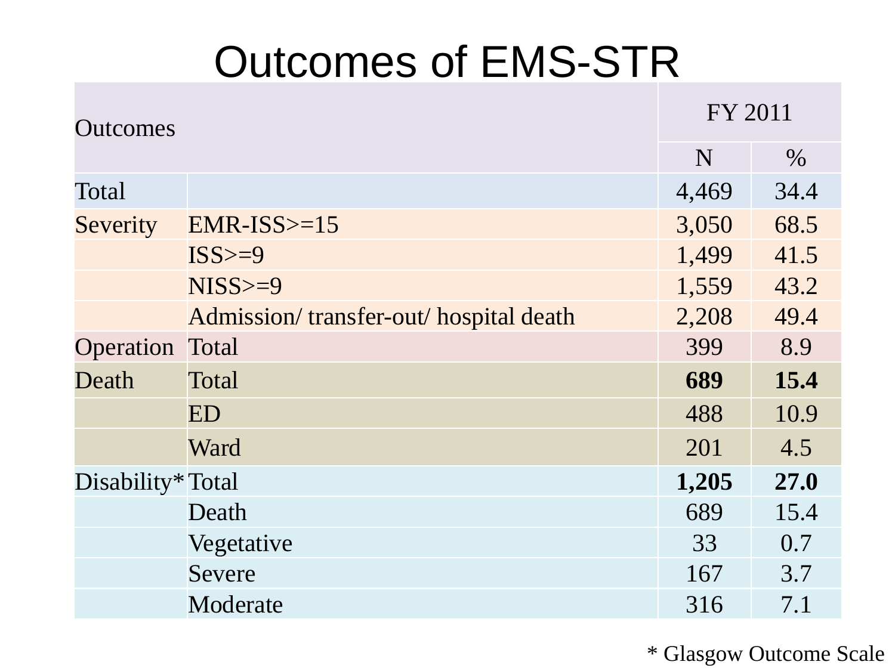# Outcomes of EMS-STR

| Outcomes | | FY 2011 | |
|---|---|---|---|
| | | N | % |
| Total | | 4,469 | 34.4 |
| Severity | EMR-ISS>=15 | 3,050 | 68.5 |
| | ISS>=9 | 1,499 | 41.5 |
| | NISS>=9 | 1,559 | 43.2 |
| | Admission/ transfer-out/ hospital death | 2,208 | 49.4 |
| Operation | Total | 399 | 8.9 |
| Death | Total | **689** | **15.4** |
| | ED | 488 | 10.9 |
| | Ward | 201 | 4.5 |
| Disability* | Total | **1,205** | **27.0** |
| | Death | 689 | 15.4 |
| | Vegetative | 33 | 0.7 |
| | Severe | 167 | 3.7 |
| | Moderate | 316 | 7.1 |

* Glasgow Outcome Scale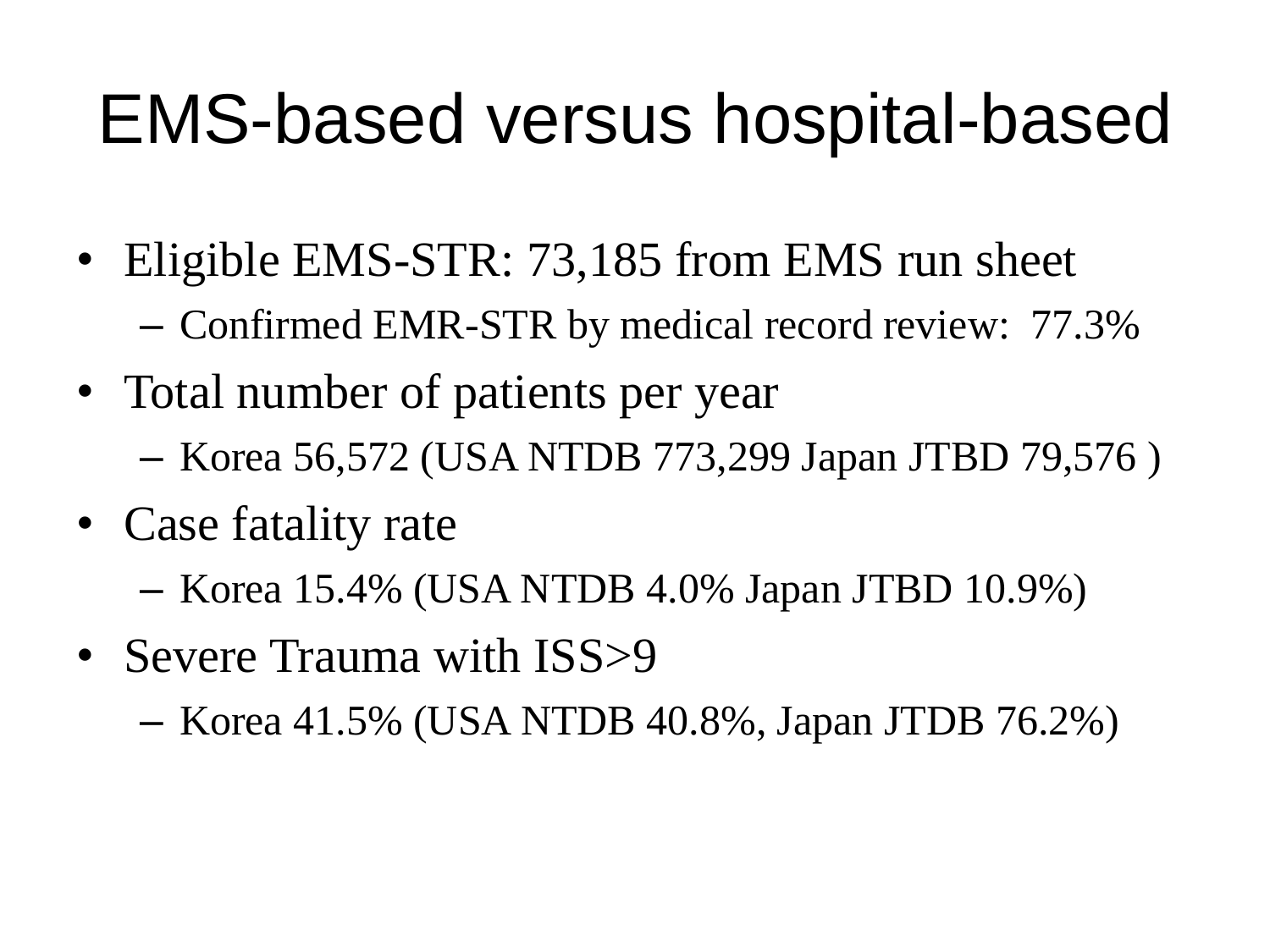# EMS-based versus hospital-based

- Eligible EMS-STR: 73,185 from EMS run sheet
  - Confirmed EMR-STR by medical record review:  77.3%
- Total number of patients per year
  - Korea 56,572 (USA NTDB 773,299 Japan JTBD 79,576 )
- Case fatality rate
  - Korea 15.4% (USA NTDB 4.0% Japan JTBD 10.9%)
- Severe Trauma with ISS>9
  - Korea 41.5% (USA NTDB 40.8%, Japan JTDB 76.2%)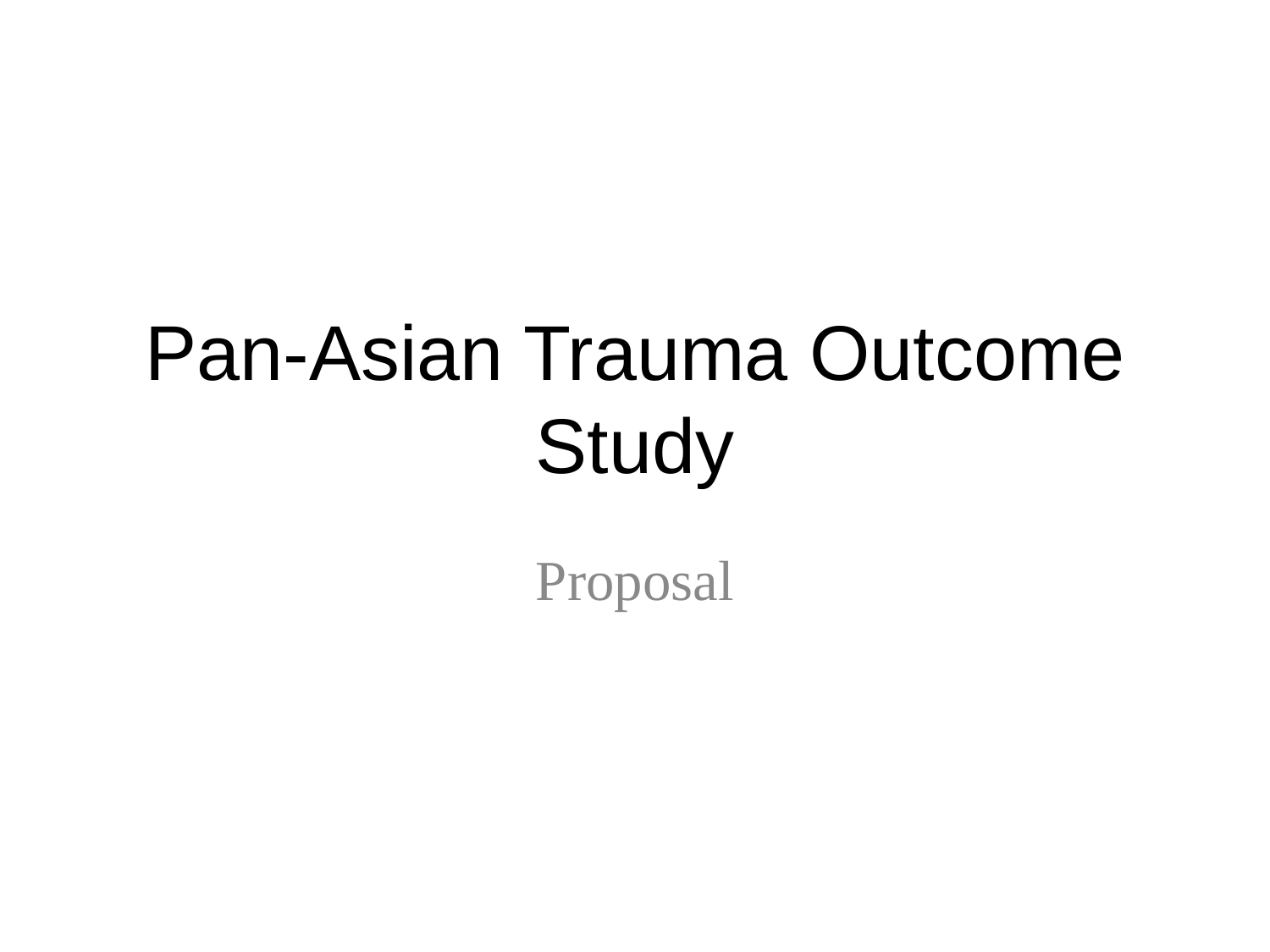# Pan-Asian Trauma Outcome Study

Proposal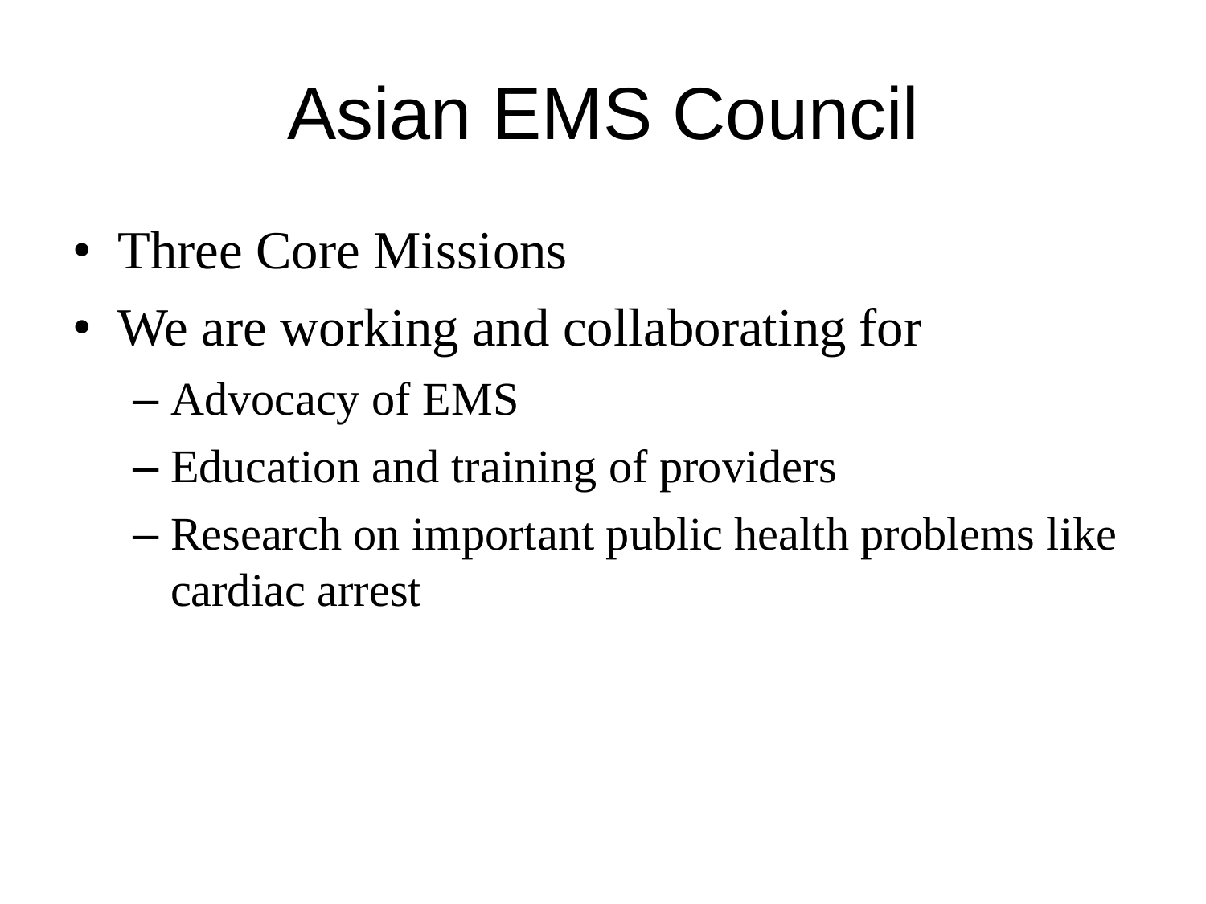# Asian EMS Council

- Three Core Missions
- We are working and collaborating for
  - Advocacy of EMS
  - Education and training of providers
  - Research on important public health problems like cardiac arrest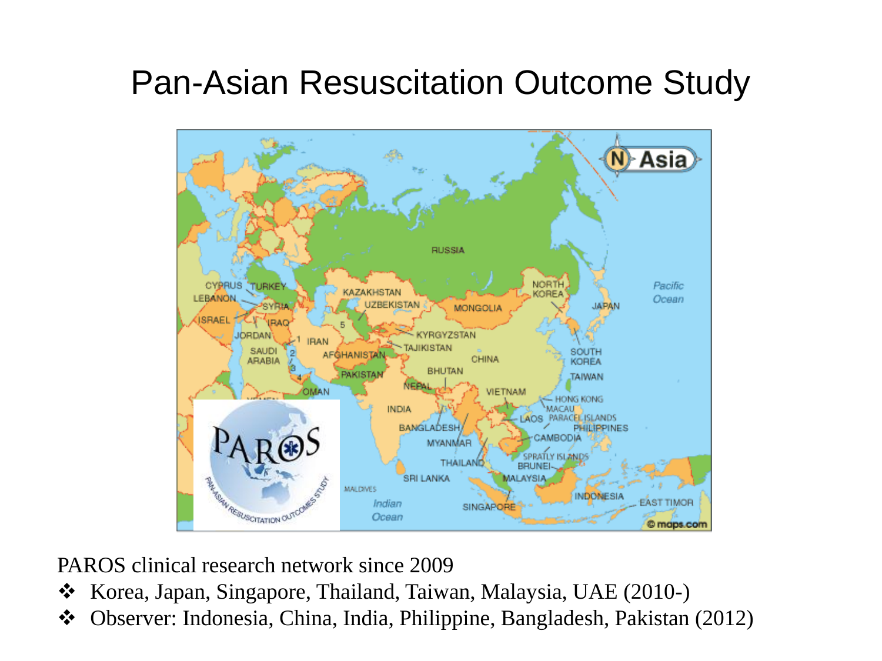# Pan-Asian Resuscitation Outcome Study

PAROS clinical research network since 2009

- Korea, Japan, Singapore, Thailand, Taiwan, Malaysia, UAE (2010-)
- Observer: Indonesia, China, India, Philippine, Bangladesh, Pakistan (2012)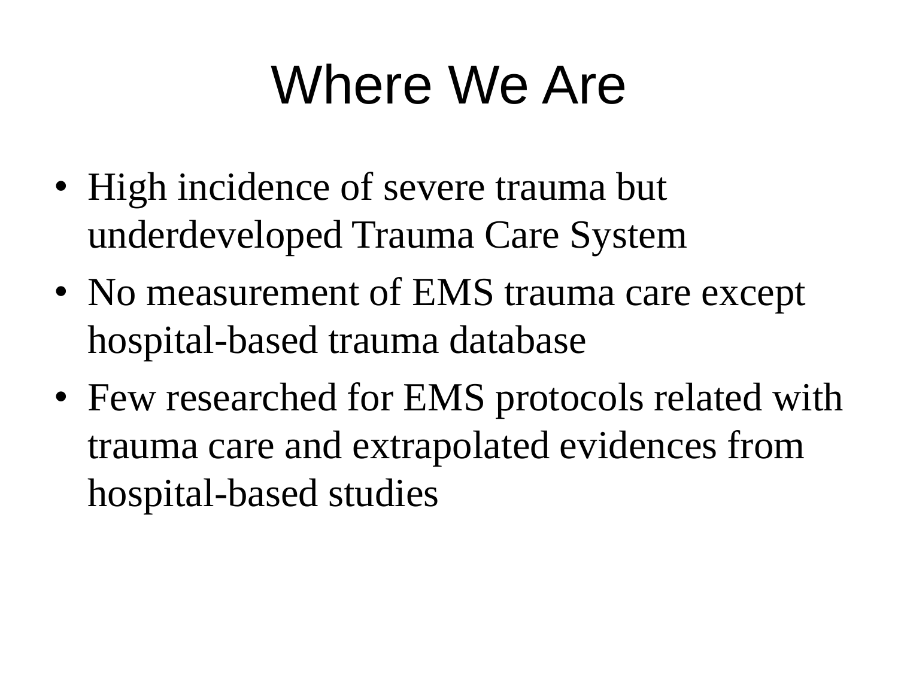# Where We Are

- High incidence of severe trauma but underdeveloped Trauma Care System
- No measurement of EMS trauma care except hospital-based trauma database
- Few researched for EMS protocols related with trauma care and extrapolated evidences from hospital-based studies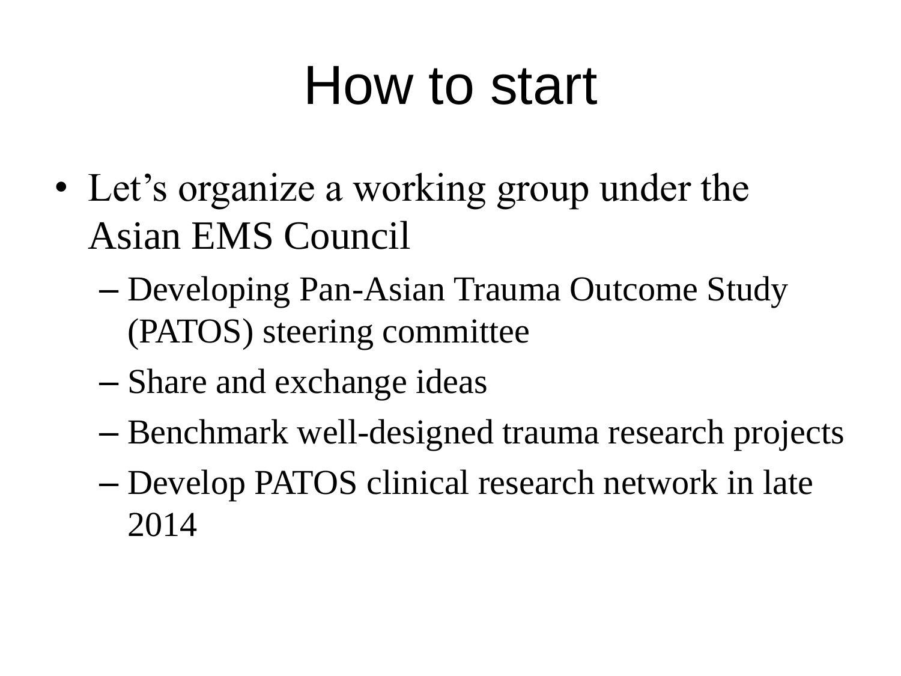# How to start

- Let's organize a working group under the Asian EMS Council
  - Developing Pan-Asian Trauma Outcome Study (PATOS) steering committee
  - Share and exchange ideas
  - Benchmark well-designed trauma research projects
  - Develop PATOS clinical research network in late 2014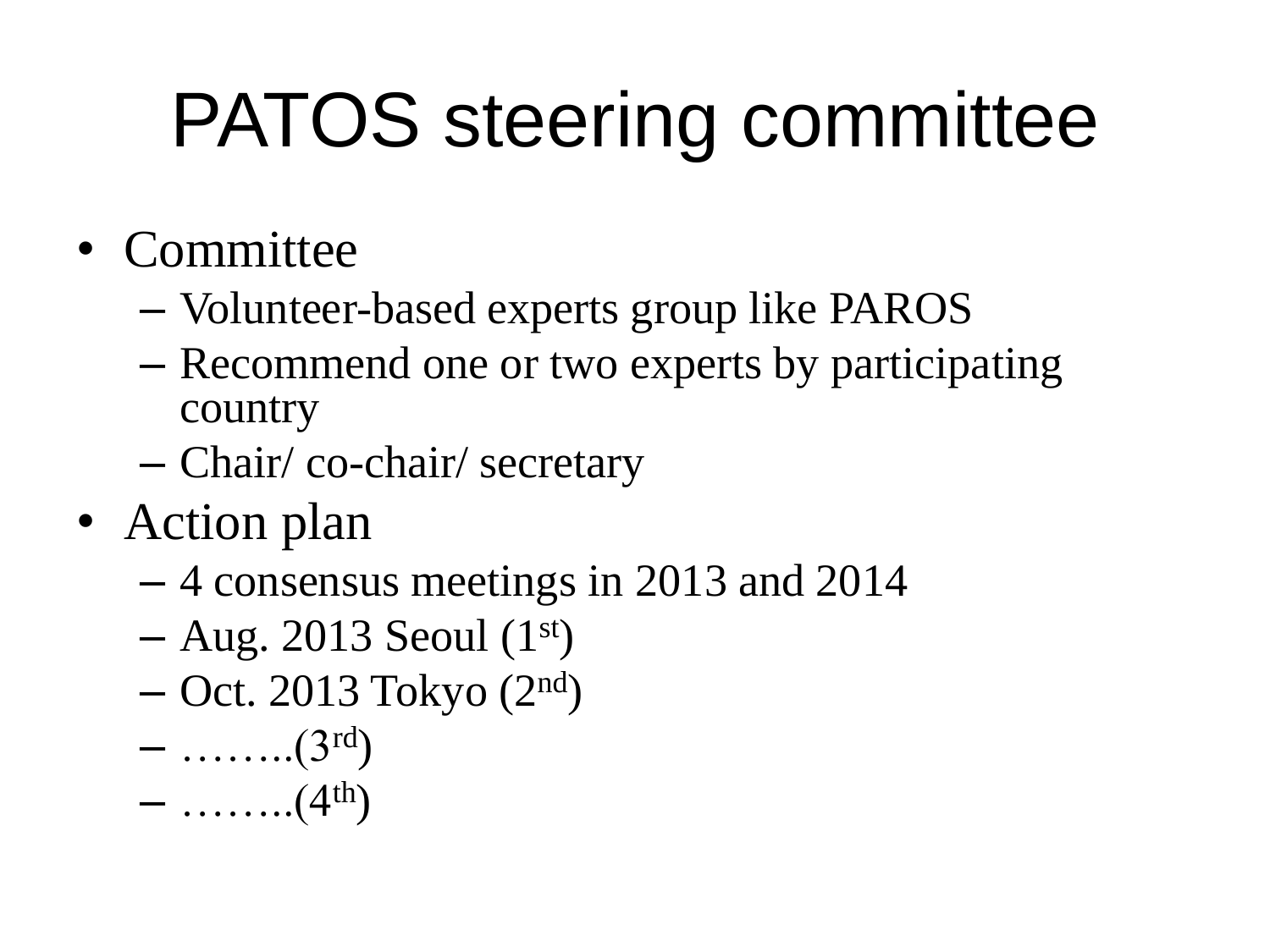# PATOS steering committee

- Committee
  - Volunteer-based experts group like PAROS
  - Recommend one or two experts by participating country
  - Chair/ co-chair/ secretary
- Action plan
  - 4 consensus meetings in 2013 and 2014
  - Aug. 2013 Seoul (1st)
  - Oct. 2013 Tokyo (2nd)
  - ……..(3rd)
  - ……..(4th)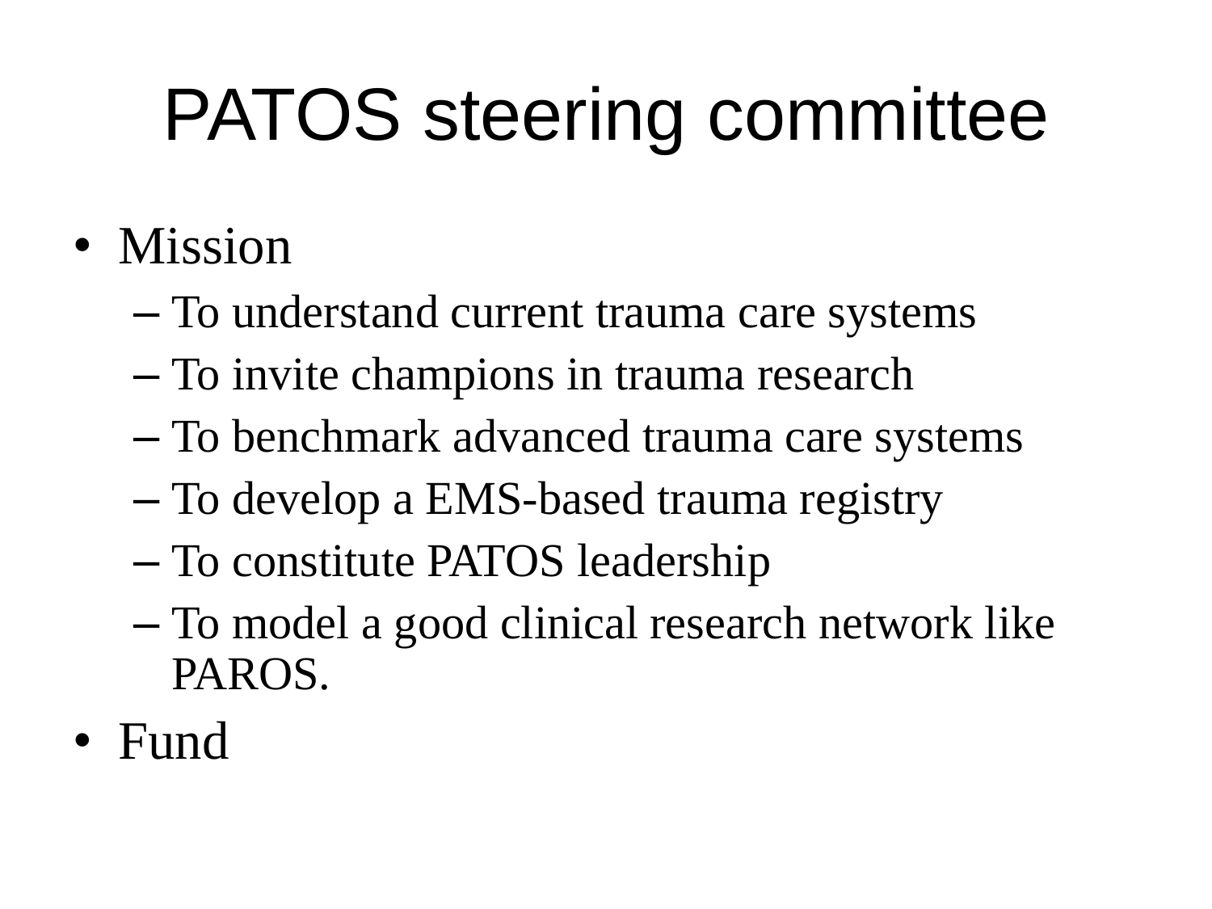# PATOS steering committee

- Mission
  - To understand current trauma care systems
  - To invite champions in trauma research
  - To benchmark advanced trauma care systems
  - To develop a EMS-based trauma registry
  - To constitute PATOS leadership
  - To model a good clinical research network like PAROS.
- Fund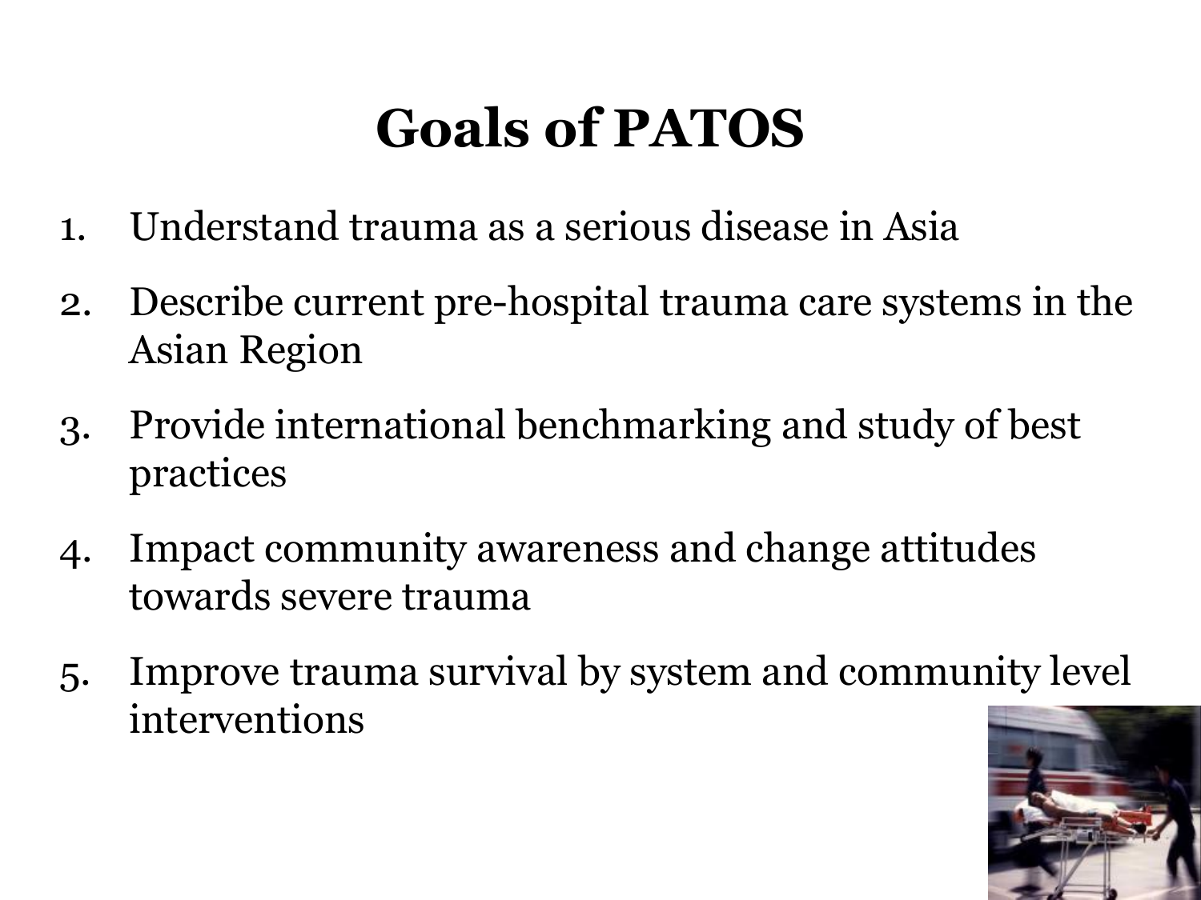# Goals of PATOS

1. Understand trauma as a serious disease in Asia
2. Describe current pre-hospital trauma care systems in the Asian Region
3. Provide international benchmarking and study of best practices
4. Impact community awareness and change attitudes towards severe trauma
5. Improve trauma survival by system and community level interventions